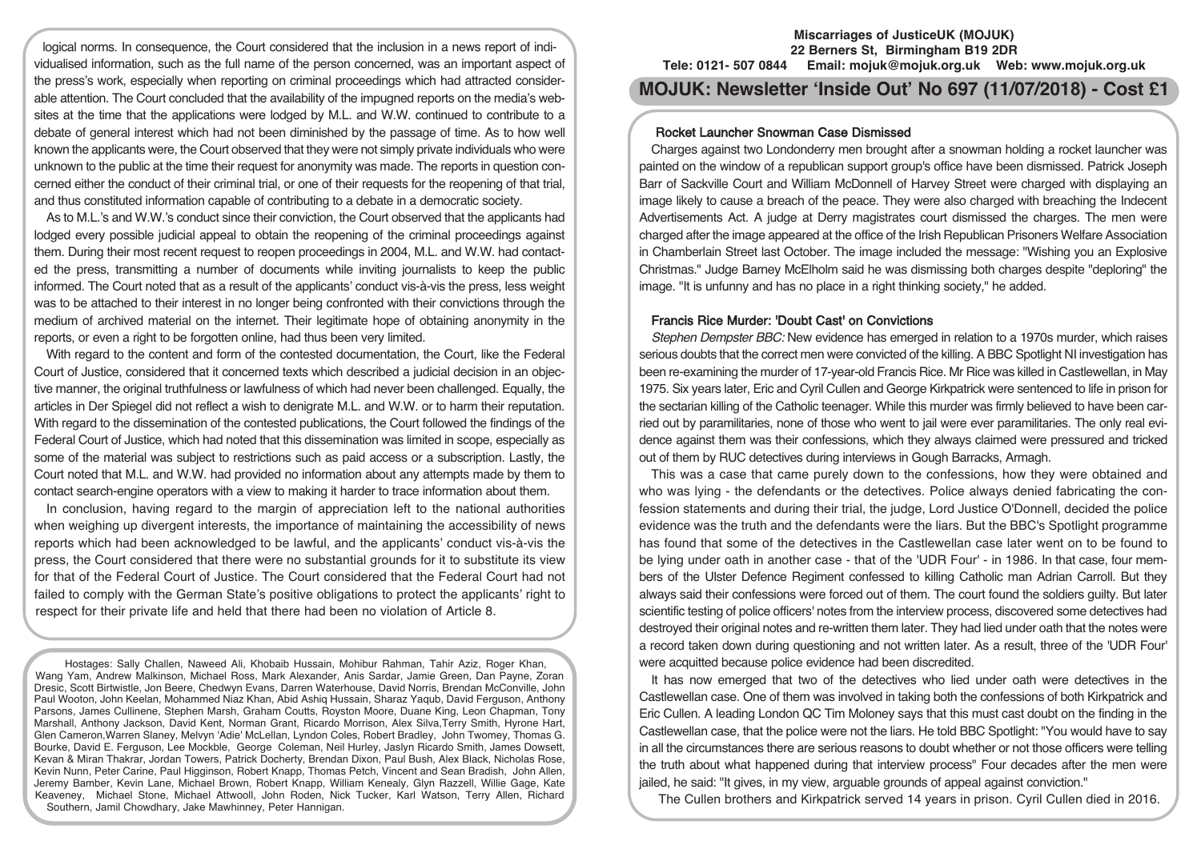logical norms. In consequence, the Court considered that the inclusion in a news report of individualised information, such as the full name of the person concerned, was an important aspect of the press's work, especially when reporting on criminal proceedings which had attracted considerable attention. The Court concluded that the availability of the impugned reports on the media's websites at the time that the applications were lodged by M.L. and W.W. continued to contribute to a debate of general interest which had not been diminished by the passage of time. As to how well known the applicants were, the Court observed that they were not simply private individuals who were unknown to the public at the time their request for anonymity was made. The reports in question concerned either the conduct of their criminal trial, or one of their requests for the reopening of that trial, and thus constituted information capable of contributing to a debate in a democratic society.

As to M.L.'s and W.W.'s conduct since their conviction, the Court observed that the applicants had lodged every possible judicial appeal to obtain the reopening of the criminal proceedings against them. During their most recent request to reopen proceedings in 2004, M.L. and W.W. had contacted the press, transmitting a number of documents while inviting journalists to keep the public informed. The Court noted that as a result of the applicants' conduct vis-à-vis the press, less weight was to be attached to their interest in no longer being confronted with their convictions through the medium of archived material on the internet. Their legitimate hope of obtaining anonymity in the reports, or even a right to be forgotten online, had thus been very limited.

With regard to the content and form of the contested documentation, the Court, like the Federal Court of Justice, considered that it concerned texts which described a judicial decision in an objective manner, the original truthfulness or lawfulness of which had never been challenged. Equally, the articles in Der Spiegel did not reflect a wish to denigrate M.L. and W.W. or to harm their reputation. With regard to the dissemination of the contested publications, the Court followed the findings of the Federal Court of Justice, which had noted that this dissemination was limited in scope, especially as some of the material was subject to restrictions such as paid access or a subscription. Lastly, the Court noted that M.L. and W.W. had provided no information about any attempts made by them to contact search-engine operators with a view to making it harder to trace information about them.

In conclusion, having regard to the margin of appreciation left to the national authorities when weighing up divergent interests, the importance of maintaining the accessibility of news reports which had been acknowledged to be lawful, and the applicants' conduct vis-à-vis the press, the Court considered that there were no substantial grounds for it to substitute its view for that of the Federal Court of Justice. The Court considered that the Federal Court had not failed to comply with the German State's positive obligations to protect the applicants' right to respect for their private life and held that there had been no violation of Article 8.

Hostages: Sally Challen, Naweed Ali, Khobaib Hussain, Mohibur Rahman, Tahir Aziz, Roger Khan, Wang Yam, Andrew Malkinson, Michael Ross, Mark Alexander, Anis Sardar, Jamie Green, Dan Payne, Zoran Dresic, Scott Birtwistle, Jon Beere, Chedwyn Evans, Darren Waterhouse, David Norris, Brendan McConville, John Paul Wooton, John Keelan, Mohammed Niaz Khan, Abid Ashiq Hussain, Sharaz Yaqub, David Ferguson, Anthony Parsons, James Cullinene, Stephen Marsh, Graham Coutts, Royston Moore, Duane King, Leon Chapman, Tony Marshall, Anthony Jackson, David Kent, Norman Grant, Ricardo Morrison, Alex Silva, Terry Smith, Hyrone Hart, Glen Cameron, Warren Slaney, Melvyn 'Adie' McLellan, Lyndon Coles, Robert Bradley, John Twomey, Thomas G. Bourke, David E. Ferguson, Lee Mockble, George Coleman, Neil Hurley, Jaslyn Ricardo Smith, James Dowsett, Kevan & Miran Thakrar, Jordan Towers, Patrick Docherty, Brendan Dixon, Paul Bush, Alex Black, Nicholas Rose, Kevin Nunn, Peter Carine, Paul Higginson, Robert Knapp, Thomas Petch, Vincent and Sean Bradish, John Allen, Jeremy Bamber, Kevin Lane, Michael Brown, Robert Knapp, William Kenealy, Glyn Razzell, Willie Gage, Kate Keaveney, Michael Stone, Michael Attwooll, John Roden, Nick Tucker, Karl Watson, Terry Allen, Richard Southern, Jamil Chowdhary, Jake Mawhinney, Peter Hannigan.

**Miscarriages of JusticeUK (MOJUK)**
**22 Berners St, Birmingham B19 2DR**
**Tele: 0121- 507 0844 Email: mojuk@mojuk.org.uk Web: www.mojuk.org.uk**

# MOJUK: Newsletter 'Inside Out' No 697 (11/07/2018) - Cost £1

## Rocket Launcher Snowman Case Dismissed

Charges against two Londonderry men brought after a snowman holding a rocket launcher was painted on the window of a republican support group's office have been dismissed. Patrick Joseph Barr of Sackville Court and William McDonnell of Harvey Street were charged with displaying an image likely to cause a breach of the peace. They were also charged with breaching the Indecent Advertisements Act. A judge at Derry magistrates court dismissed the charges. The men were charged after the image appeared at the office of the Irish Republican Prisoners Welfare Association in Chamberlain Street last October. The image included the message: "Wishing you an Explosive Christmas." Judge Barney McElholm said he was dismissing both charges despite "deploring" the image. "It is unfunny and has no place in a right thinking society," he added.

## Francis Rice Murder: 'Doubt Cast' on Convictions

*Stephen Dempster BBC:* New evidence has emerged in relation to a 1970s murder, which raises serious doubts that the correct men were convicted of the killing. A BBC Spotlight NI investigation has been re-examining the murder of 17-year-old Francis Rice. Mr Rice was killed in Castlewellan, in May 1975. Six years later, Eric and Cyril Cullen and George Kirkpatrick were sentenced to life in prison for the sectarian killing of the Catholic teenager. While this murder was firmly believed to have been carried out by paramilitaries, none of those who went to jail were ever paramilitaries. The only real evidence against them was their confessions, which they always claimed were pressured and tricked out of them by RUC detectives during interviews in Gough Barracks, Armagh.

This was a case that came purely down to the confessions, how they were obtained and who was lying - the defendants or the detectives. Police always denied fabricating the confession statements and during their trial, the judge, Lord Justice O'Donnell, decided the police evidence was the truth and the defendants were the liars. But the BBC's Spotlight programme has found that some of the detectives in the Castlewellan case later went on to be found to be lying under oath in another case - that of the 'UDR Four' - in 1986. In that case, four members of the Ulster Defence Regiment confessed to killing Catholic man Adrian Carroll. But they always said their confessions were forced out of them. The court found the soldiers guilty. But later scientific testing of police officers' notes from the interview process, discovered some detectives had destroyed their original notes and re-written them later. They had lied under oath that the notes were a record taken down during questioning and not written later. As a result, three of the 'UDR Four' were acquitted because police evidence had been discredited.

It has now emerged that two of the detectives who lied under oath were detectives in the Castlewellan case. One of them was involved in taking both the confessions of both Kirkpatrick and Eric Cullen. A leading London QC Tim Moloney says that this must cast doubt on the finding in the Castlewellan case, that the police were not the liars. He told BBC Spotlight: "You would have to say in all the circumstances there are serious reasons to doubt whether or not those officers were telling the truth about what happened during that interview process" Four decades after the men were jailed, he said: "It gives, in my view, arguable grounds of appeal against conviction."

The Cullen brothers and Kirkpatrick served 14 years in prison. Cyril Cullen died in 2016.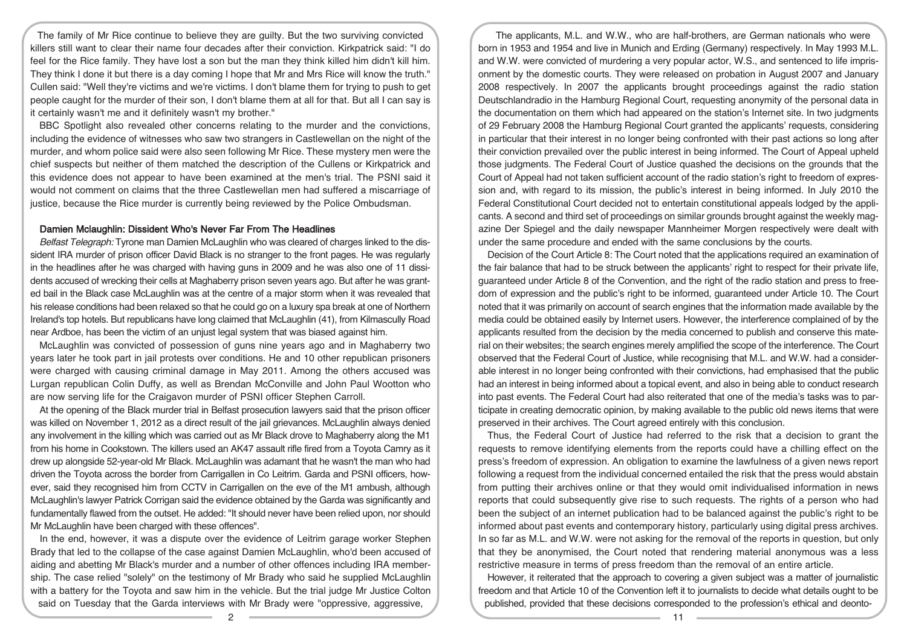The family of Mr Rice continue to believe they are guilty. But the two surviving convicted killers still want to clear their name four decades after their conviction. Kirkpatrick said: "I do feel for the Rice family. They have lost a son but the man they think killed him didn't kill him. They think I done it but there is a day coming I hope that Mr and Mrs Rice will know the truth." Cullen said: "Well they're victims and we're victims. I don't blame them for trying to push to get people caught for the murder of their son, I don't blame them at all for that. But all I can say is it certainly wasn't me and it definitely wasn't my brother."

BBC Spotlight also revealed other concerns relating to the murder and the convictions, including the evidence of witnesses who saw two strangers in Castlewellan on the night of the murder, and whom police said were also seen following Mr Rice. These mystery men were the chief suspects but neither of them matched the description of the Cullens or Kirkpatrick and this evidence does not appear to have been examined at the men's trial. The PSNI said it would not comment on claims that the three Castlewellan men had suffered a miscarriage of justice, because the Rice murder is currently being reviewed by the Police Ombudsman.

### Damien Mclaughlin: Dissident Who's Never Far From The Headlines

*Belfast Telegraph:* Tyrone man Damien McLaughlin who was cleared of charges linked to the dissident IRA murder of prison officer David Black is no stranger to the front pages. He was regularly in the headlines after he was charged with having guns in 2009 and he was also one of 11 dissidents accused of wrecking their cells at Maghaberry prison seven years ago. But after he was granted bail in the Black case McLaughlin was at the centre of a major storm when it was revealed that his release conditions had been relaxed so that he could go on a luxury spa break at one of Northern Ireland's top hotels. But republicans have long claimed that McLaughlin (41), from Kilmascully Road near Ardboe, has been the victim of an unjust legal system that was biased against him.

McLaughlin was convicted of possession of guns nine years ago and in Maghaberry two years later he took part in jail protests over conditions. He and 10 other republican prisoners were charged with causing criminal damage in May 2011. Among the others accused was Lurgan republican Colin Duffy, as well as Brendan McConville and John Paul Wootton who are now serving life for the Craigavon murder of PSNI officer Stephen Carroll.

At the opening of the Black murder trial in Belfast prosecution lawyers said that the prison officer was killed on November 1, 2012 as a direct result of the jail grievances. McLaughlin always denied any involvement in the killing which was carried out as Mr Black drove to Maghaberry along the M1 from his home in Cookstown. The killers used an AK47 assault rifle fired from a Toyota Camry as it drew up alongside 52-year-old Mr Black. McLaughlin was adamant that he wasn't the man who had driven the Toyota across the border from Carrigallen in Co Leitrim. Garda and PSNI officers, however, said they recognised him from CCTV in Carrigallen on the eve of the M1 ambush, although McLaughlin's lawyer Patrick Corrigan said the evidence obtained by the Garda was significantly and fundamentally flawed from the outset. He added: "It should never have been relied upon, nor should Mr McLaughlin have been charged with these offences".

In the end, however, it was a dispute over the evidence of Leitrim garage worker Stephen Brady that led to the collapse of the case against Damien McLaughlin, who'd been accused of aiding and abetting Mr Black's murder and a number of other offences including IRA membership. The case relied "solely" on the testimony of Mr Brady who said he supplied McLaughlin with a battery for the Toyota and saw him in the vehicle. But the trial judge Mr Justice Colton said on Tuesday that the Garda interviews with Mr Brady were "oppressive, aggressive,

The applicants, M.L. and W.W., who are half-brothers, are German nationals who were born in 1953 and 1954 and live in Munich and Erding (Germany) respectively. In May 1993 M.L. and W.W. were convicted of murdering a very popular actor, W.S., and sentenced to life imprisonment by the domestic courts. They were released on probation in August 2007 and January 2008 respectively. In 2007 the applicants brought proceedings against the radio station Deutschlandradio in the Hamburg Regional Court, requesting anonymity of the personal data in the documentation on them which had appeared on the station's Internet site. In two judgments of 29 February 2008 the Hamburg Regional Court granted the applicants' requests, considering in particular that their interest in no longer being confronted with their past actions so long after their conviction prevailed over the public interest in being informed. The Court of Appeal upheld those judgments. The Federal Court of Justice quashed the decisions on the grounds that the Court of Appeal had not taken sufficient account of the radio station's right to freedom of expression and, with regard to its mission, the public's interest in being informed. In July 2010 the Federal Constitutional Court decided not to entertain constitutional appeals lodged by the applicants. A second and third set of proceedings on similar grounds brought against the weekly magazine Der Spiegel and the daily newspaper Mannheimer Morgen respectively were dealt with under the same procedure and ended with the same conclusions by the courts.

Decision of the Court Article 8: The Court noted that the applications required an examination of the fair balance that had to be struck between the applicants' right to respect for their private life, guaranteed under Article 8 of the Convention, and the right of the radio station and press to freedom of expression and the public's right to be informed, guaranteed under Article 10. The Court noted that it was primarily on account of search engines that the information made available by the media could be obtained easily by Internet users. However, the interference complained of by the applicants resulted from the decision by the media concerned to publish and conserve this material on their websites; the search engines merely amplified the scope of the interference. The Court observed that the Federal Court of Justice, while recognising that M.L. and W.W. had a considerable interest in no longer being confronted with their convictions, had emphasised that the public had an interest in being informed about a topical event, and also in being able to conduct research into past events. The Federal Court had also reiterated that one of the media's tasks was to participate in creating democratic opinion, by making available to the public old news items that were preserved in their archives. The Court agreed entirely with this conclusion.

Thus, the Federal Court of Justice had referred to the risk that a decision to grant the requests to remove identifying elements from the reports could have a chilling effect on the press's freedom of expression. An obligation to examine the lawfulness of a given news report following a request from the individual concerned entailed the risk that the press would abstain from putting their archives online or that they would omit individualised information in news reports that could subsequently give rise to such requests. The rights of a person who had been the subject of an internet publication had to be balanced against the public's right to be informed about past events and contemporary history, particularly using digital press archives. In so far as M.L. and W.W. were not asking for the removal of the reports in question, but only that they be anonymised, the Court noted that rendering material anonymous was a less restrictive measure in terms of press freedom than the removal of an entire article.

However, it reiterated that the approach to covering a given subject was a matter of journalistic freedom and that Article 10 of the Convention left it to journalists to decide what details ought to be published, provided that these decisions corresponded to the profession's ethical and deonto-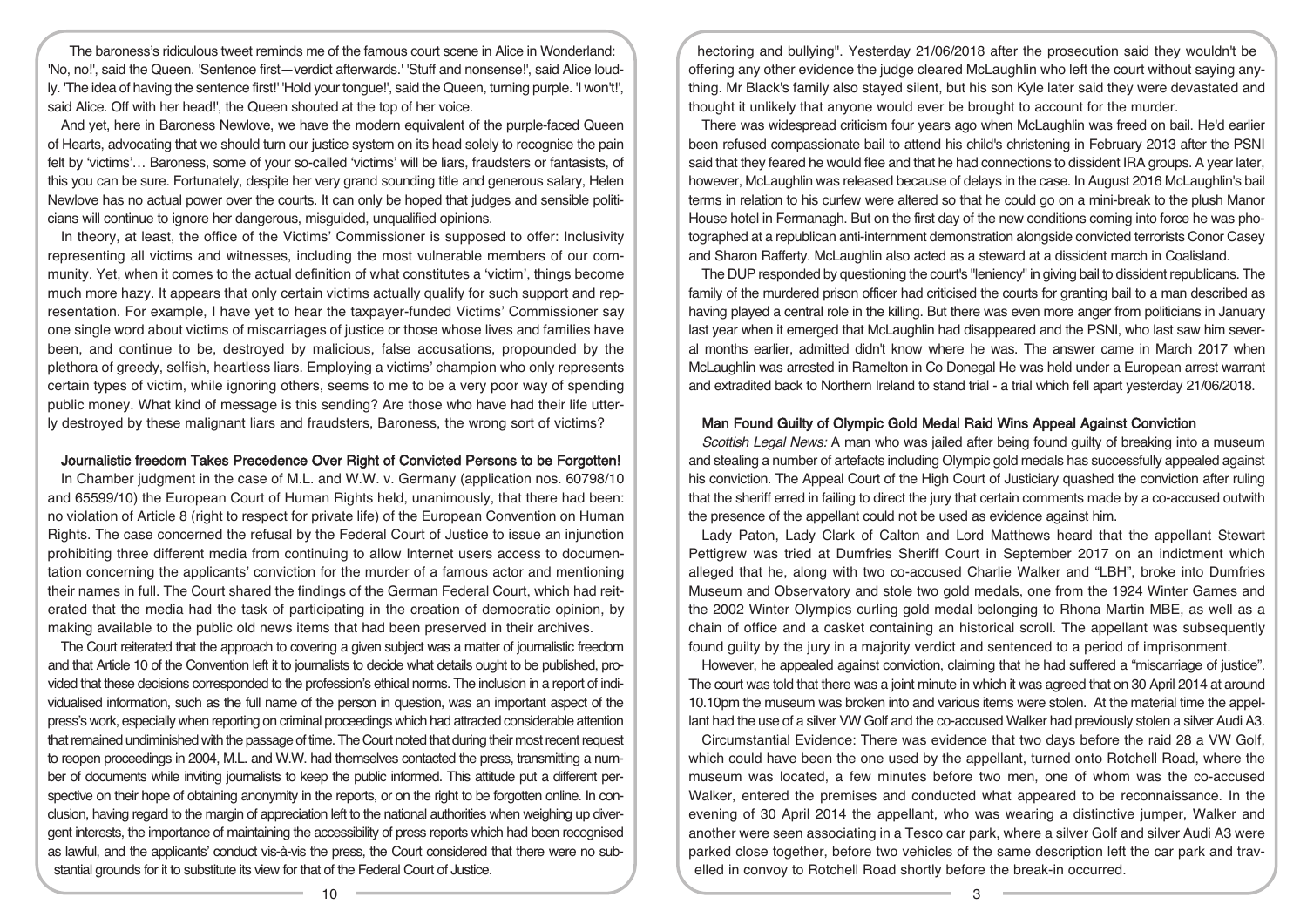The baroness's ridiculous tweet reminds me of the famous court scene in Alice in Wonderland: 'No, no!', said the Queen. 'Sentence first—verdict afterwards.' 'Stuff and nonsense!', said Alice loudly. 'The idea of having the sentence first!' 'Hold your tongue!', said the Queen, turning purple. 'I won't!', said Alice. Off with her head!', the Queen shouted at the top of her voice.

And yet, here in Baroness Newlove, we have the modern equivalent of the purple-faced Queen of Hearts, advocating that we should turn our justice system on its head solely to recognise the pain felt by 'victims'… Baroness, some of your so-called 'victims' will be liars, fraudsters or fantasists, of this you can be sure. Fortunately, despite her very grand sounding title and generous salary, Helen Newlove has no actual power over the courts. It can only be hoped that judges and sensible politicians will continue to ignore her dangerous, misguided, unqualified opinions.

In theory, at least, the office of the Victims' Commissioner is supposed to offer: Inclusivity representing all victims and witnesses, including the most vulnerable members of our community. Yet, when it comes to the actual definition of what constitutes a 'victim', things become much more hazy. It appears that only certain victims actually qualify for such support and representation. For example, I have yet to hear the taxpayer-funded Victims' Commissioner say one single word about victims of miscarriages of justice or those whose lives and families have been, and continue to be, destroyed by malicious, false accusations, propounded by the plethora of greedy, selfish, heartless liars. Employing a victims' champion who only represents certain types of victim, while ignoring others, seems to me to be a very poor way of spending public money. What kind of message is this sending? Are those who have had their life utterly destroyed by these malignant liars and fraudsters, Baroness, the wrong sort of victims?

## Journalistic freedom Takes Precedence Over Right of Convicted Persons to be Forgotten!

In Chamber judgment in the case of M.L. and W.W. v. Germany (application nos. 60798/10 and 65599/10) the European Court of Human Rights held, unanimously, that there had been: no violation of Article 8 (right to respect for private life) of the European Convention on Human Rights. The case concerned the refusal by the Federal Court of Justice to issue an injunction prohibiting three different media from continuing to allow Internet users access to documentation concerning the applicants' conviction for the murder of a famous actor and mentioning their names in full. The Court shared the findings of the German Federal Court, which had reiterated that the media had the task of participating in the creation of democratic opinion, by making available to the public old news items that had been preserved in their archives.

The Court reiterated that the approach to covering a given subject was a matter of journalistic freedom and that Article 10 of the Convention left it to journalists to decide what details ought to be published, provided that these decisions corresponded to the profession's ethical norms. The inclusion in a report of individualised information, such as the full name of the person in question, was an important aspect of the press's work, especially when reporting on criminal proceedings which had attracted considerable attention that remained undiminished with the passage of time. The Court noted that during their most recent request to reopen proceedings in 2004, M.L. and W.W. had themselves contacted the press, transmitting a number of documents while inviting journalists to keep the public informed. This attitude put a different perspective on their hope of obtaining anonymity in the reports, or on the right to be forgotten online. In conclusion, having regard to the margin of appreciation left to the national authorities when weighing up divergent interests, the importance of maintaining the accessibility of press reports which had been recognised as lawful, and the applicants' conduct vis-à-vis the press, the Court considered that there were no substantial grounds for it to substitute its view for that of the Federal Court of Justice.

hectoring and bullying". Yesterday 21/06/2018 after the prosecution said they wouldn't be offering any other evidence the judge cleared McLaughlin who left the court without saying anything. Mr Black's family also stayed silent, but his son Kyle later said they were devastated and thought it unlikely that anyone would ever be brought to account for the murder.

There was widespread criticism four years ago when McLaughlin was freed on bail. He'd earlier been refused compassionate bail to attend his child's christening in February 2013 after the PSNI said that they feared he would flee and that he had connections to dissident IRA groups. A year later, however, McLaughlin was released because of delays in the case. In August 2016 McLaughlin's bail terms in relation to his curfew were altered so that he could go on a mini-break to the plush Manor House hotel in Fermanagh. But on the first day of the new conditions coming into force he was photographed at a republican anti-internment demonstration alongside convicted terrorists Conor Casey and Sharon Rafferty. McLaughlin also acted as a steward at a dissident march in Coalisland.

The DUP responded by questioning the court's "leniency" in giving bail to dissident republicans. The family of the murdered prison officer had criticised the courts for granting bail to a man described as having played a central role in the killing. But there was even more anger from politicians in January last year when it emerged that McLaughlin had disappeared and the PSNI, who last saw him several months earlier, admitted didn't know where he was. The answer came in March 2017 when McLaughlin was arrested in Ramelton in Co Donegal He was held under a European arrest warrant and extradited back to Northern Ireland to stand trial - a trial which fell apart yesterday 21/06/2018.

## Man Found Guilty of Olympic Gold Medal Raid Wins Appeal Against Conviction

*Scottish Legal News:* A man who was jailed after being found guilty of breaking into a museum and stealing a number of artefacts including Olympic gold medals has successfully appealed against his conviction. The Appeal Court of the High Court of Justiciary quashed the conviction after ruling that the sheriff erred in failing to direct the jury that certain comments made by a co-accused outwith the presence of the appellant could not be used as evidence against him.

Lady Paton, Lady Clark of Calton and Lord Matthews heard that the appellant Stewart Pettigrew was tried at Dumfries Sheriff Court in September 2017 on an indictment which alleged that he, along with two co-accused Charlie Walker and "LBH", broke into Dumfries Museum and Observatory and stole two gold medals, one from the 1924 Winter Games and the 2002 Winter Olympics curling gold medal belonging to Rhona Martin MBE, as well as a chain of office and a casket containing an historical scroll. The appellant was subsequently found guilty by the jury in a majority verdict and sentenced to a period of imprisonment.

However, he appealed against conviction, claiming that he had suffered a "miscarriage of justice". The court was told that there was a joint minute in which it was agreed that on 30 April 2014 at around 10.10pm the museum was broken into and various items were stolen. At the material time the appellant had the use of a silver VW Golf and the co-accused Walker had previously stolen a silver Audi A3.

Circumstantial Evidence: There was evidence that two days before the raid 28 a VW Golf, which could have been the one used by the appellant, turned onto Rotchell Road, where the museum was located, a few minutes before two men, one of whom was the co-accused Walker, entered the premises and conducted what appeared to be reconnaissance. In the evening of 30 April 2014 the appellant, who was wearing a distinctive jumper, Walker and another were seen associating in a Tesco car park, where a silver Golf and silver Audi A3 were parked close together, before two vehicles of the same description left the car park and travelled in convoy to Rotchell Road shortly before the break-in occurred.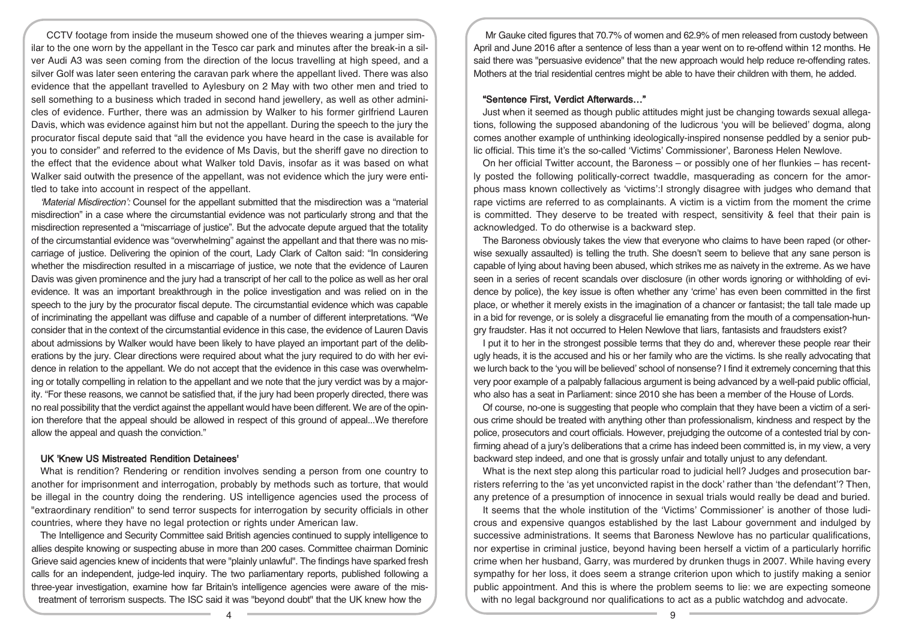CCTV footage from inside the museum showed one of the thieves wearing a jumper similar to the one worn by the appellant in the Tesco car park and minutes after the break-in a silver Audi A3 was seen coming from the direction of the locus travelling at high speed, and a silver Golf was later seen entering the caravan park where the appellant lived. There was also evidence that the appellant travelled to Aylesbury on 2 May with two other men and tried to sell something to a business which traded in second hand jewellery, as well as other adminicles of evidence. Further, there was an admission by Walker to his former girlfriend Lauren Davis, which was evidence against him but not the appellant. During the speech to the jury the procurator fiscal depute said that "all the evidence you have heard in the case is available for you to consider" and referred to the evidence of Ms Davis, but the sheriff gave no direction to the effect that the evidence about what Walker told Davis, insofar as it was based on what Walker said outwith the presence of the appellant, was not evidence which the jury were entitled to take into account in respect of the appellant.

*'Material Misdirection':* Counsel for the appellant submitted that the misdirection was a "material misdirection" in a case where the circumstantial evidence was not particularly strong and that the misdirection represented a "miscarriage of justice". But the advocate depute argued that the totality of the circumstantial evidence was "overwhelming" against the appellant and that there was no miscarriage of justice. Delivering the opinion of the court, Lady Clark of Calton said: "In considering whether the misdirection resulted in a miscarriage of justice, we note that the evidence of Lauren Davis was given prominence and the jury had a transcript of her call to the police as well as her oral evidence. It was an important breakthrough in the police investigation and was relied on in the speech to the jury by the procurator fiscal depute. The circumstantial evidence which was capable of incriminating the appellant was diffuse and capable of a number of different interpretations. "We consider that in the context of the circumstantial evidence in this case, the evidence of Lauren Davis about admissions by Walker would have been likely to have played an important part of the deliberations by the jury. Clear directions were required about what the jury required to do with her evidence in relation to the appellant. We do not accept that the evidence in this case was overwhelming or totally compelling in relation to the appellant and we note that the jury verdict was by a majority. "For these reasons, we cannot be satisfied that, if the jury had been properly directed, there was no real possibility that the verdict against the appellant would have been different. We are of the opinion therefore that the appeal should be allowed in respect of this ground of appeal...We therefore allow the appeal and quash the conviction."

## UK 'Knew US Mistreated Rendition Detainees'

What is rendition? Rendering or rendition involves sending a person from one country to another for imprisonment and interrogation, probably by methods such as torture, that would be illegal in the country doing the rendering. US intelligence agencies used the process of "extraordinary rendition" to send terror suspects for interrogation by security officials in other countries, where they have no legal protection or rights under American law.

The Intelligence and Security Committee said British agencies continued to supply intelligence to allies despite knowing or suspecting abuse in more than 200 cases. Committee chairman Dominic Grieve said agencies knew of incidents that were "plainly unlawful". The findings have sparked fresh calls for an independent, judge-led inquiry. The two parliamentary reports, published following a three-year investigation, examine how far Britain's intelligence agencies were aware of the mistreatment of terrorism suspects. The ISC said it was "beyond doubt" that the UK knew how the

Mr Gauke cited figures that 70.7% of women and 62.9% of men released from custody between April and June 2016 after a sentence of less than a year went on to re-offend within 12 months. He said there was "persuasive evidence" that the new approach would help reduce re-offending rates. Mothers at the trial residential centres might be able to have their children with them, he added.

## "Sentence First, Verdict Afterwards…"

Just when it seemed as though public attitudes might just be changing towards sexual allegations, following the supposed abandoning of the ludicrous 'you will be believed' dogma, along comes another example of unthinking ideologically-inspired nonsense peddled by a senior public official. This time it's the so-called 'Victims' Commissioner', Baroness Helen Newlove.

On her official Twitter account, the Baroness – or possibly one of her flunkies – has recently posted the following politically-correct twaddle, masquerading as concern for the amorphous mass known collectively as 'victims':I strongly disagree with judges who demand that rape victims are referred to as complainants. A victim is a victim from the moment the crime is committed. They deserve to be treated with respect, sensitivity & feel that their pain is acknowledged. To do otherwise is a backward step.

The Baroness obviously takes the view that everyone who claims to have been raped (or otherwise sexually assaulted) is telling the truth. She doesn't seem to believe that any sane person is capable of lying about having been abused, which strikes me as naivety in the extreme. As we have seen in a series of recent scandals over disclosure (in other words ignoring or withholding of evidence by police), the key issue is often whether any 'crime' has even been committed in the first place, or whether it merely exists in the imagination of a chancer or fantasist; the tall tale made up in a bid for revenge, or is solely a disgraceful lie emanating from the mouth of a compensation-hungry fraudster. Has it not occurred to Helen Newlove that liars, fantasists and fraudsters exist?

I put it to her in the strongest possible terms that they do and, wherever these people rear their ugly heads, it is the accused and his or her family who are the victims. Is she really advocating that we lurch back to the 'you will be believed' school of nonsense? I find it extremely concerning that this very poor example of a palpably fallacious argument is being advanced by a well-paid public official, who also has a seat in Parliament: since 2010 she has been a member of the House of Lords.

Of course, no-one is suggesting that people who complain that they have been a victim of a serious crime should be treated with anything other than professionalism, kindness and respect by the police, prosecutors and court officials. However, prejudging the outcome of a contested trial by confirming ahead of a jury's deliberations that a crime has indeed been committed is, in my view, a very backward step indeed, and one that is grossly unfair and totally unjust to any defendant.

What is the next step along this particular road to judicial hell? Judges and prosecution barristers referring to the 'as yet unconvicted rapist in the dock' rather than 'the defendant'? Then, any pretence of a presumption of innocence in sexual trials would really be dead and buried.

It seems that the whole institution of the 'Victims' Commissioner' is another of those ludicrous and expensive quangos established by the last Labour government and indulged by successive administrations. It seems that Baroness Newlove has no particular qualifications, nor expertise in criminal justice, beyond having been herself a victim of a particularly horrific crime when her husband, Garry, was murdered by drunken thugs in 2007. While having every sympathy for her loss, it does seem a strange criterion upon which to justify making a senior public appointment. And this is where the problem seems to lie: we are expecting someone with no legal background nor qualifications to act as a public watchdog and advocate.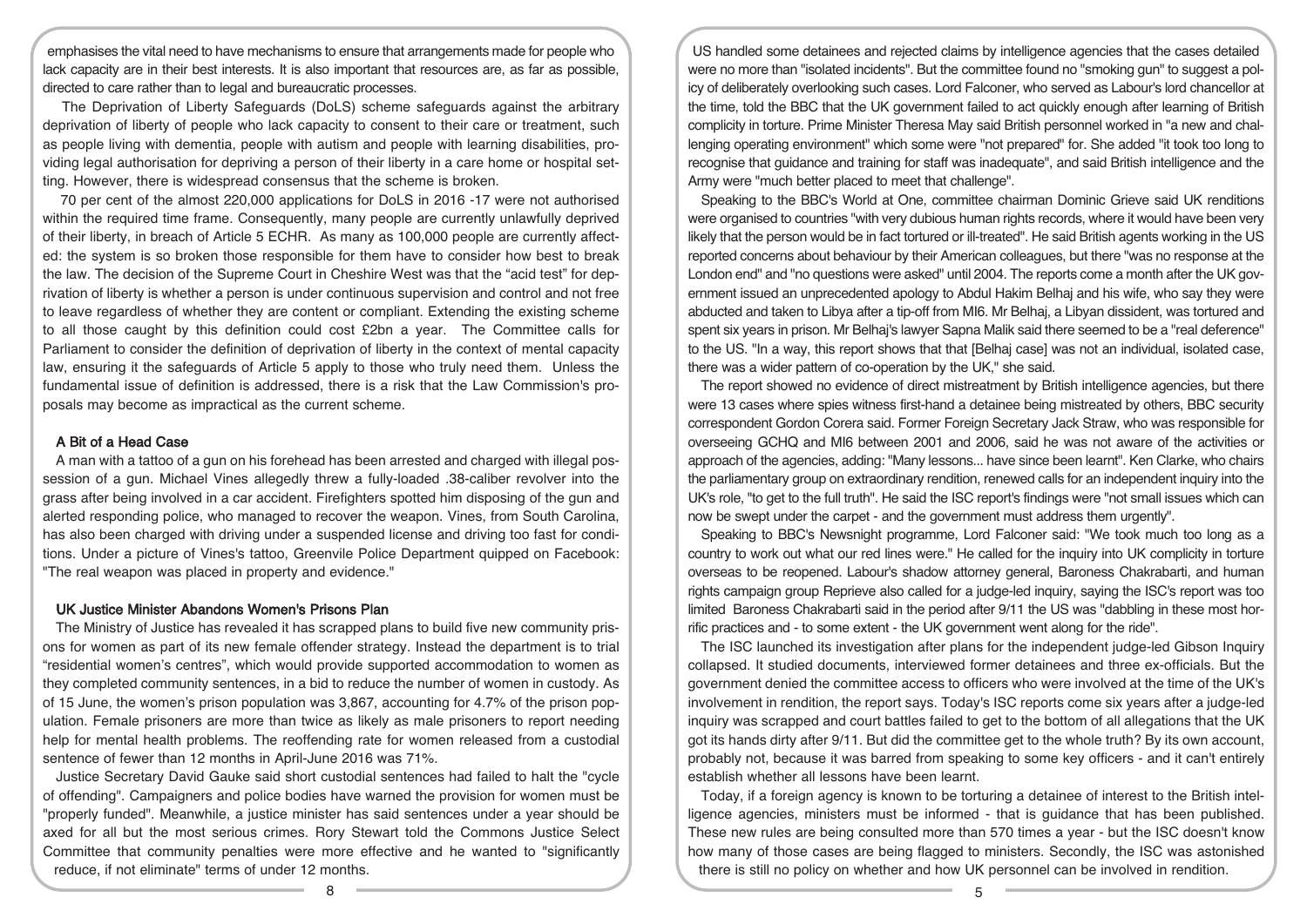emphasises the vital need to have mechanisms to ensure that arrangements made for people who lack capacity are in their best interests. It is also important that resources are, as far as possible, directed to care rather than to legal and bureaucratic processes.

The Deprivation of Liberty Safeguards (DoLS) scheme safeguards against the arbitrary deprivation of liberty of people who lack capacity to consent to their care or treatment, such as people living with dementia, people with autism and people with learning disabilities, providing legal authorisation for depriving a person of their liberty in a care home or hospital setting. However, there is widespread consensus that the scheme is broken.

70 per cent of the almost 220,000 applications for DoLS in 2016 -17 were not authorised within the required time frame. Consequently, many people are currently unlawfully deprived of their liberty, in breach of Article 5 ECHR. As many as 100,000 people are currently affected: the system is so broken those responsible for them have to consider how best to break the law. The decision of the Supreme Court in Cheshire West was that the "acid test" for deprivation of liberty is whether a person is under continuous supervision and control and not free to leave regardless of whether they are content or compliant. Extending the existing scheme to all those caught by this definition could cost £2bn a year. The Committee calls for Parliament to consider the definition of deprivation of liberty in the context of mental capacity law, ensuring it the safeguards of Article 5 apply to those who truly need them. Unless the fundamental issue of definition is addressed, there is a risk that the Law Commission's proposals may become as impractical as the current scheme.

### A Bit of a Head Case

A man with a tattoo of a gun on his forehead has been arrested and charged with illegal possession of a gun. Michael Vines allegedly threw a fully-loaded .38-caliber revolver into the grass after being involved in a car accident. Firefighters spotted him disposing of the gun and alerted responding police, who managed to recover the weapon. Vines, from South Carolina, has also been charged with driving under a suspended license and driving too fast for conditions. Under a picture of Vines's tattoo, Greenvile Police Department quipped on Facebook: "The real weapon was placed in property and evidence."

### UK Justice Minister Abandons Women's Prisons Plan

The Ministry of Justice has revealed it has scrapped plans to build five new community prisons for women as part of its new female offender strategy. Instead the department is to trial "residential women's centres", which would provide supported accommodation to women as they completed community sentences, in a bid to reduce the number of women in custody. As of 15 June, the women's prison population was 3,867, accounting for 4.7% of the prison population. Female prisoners are more than twice as likely as male prisoners to report needing help for mental health problems. The reoffending rate for women released from a custodial sentence of fewer than 12 months in April-June 2016 was 71%.

Justice Secretary David Gauke said short custodial sentences had failed to halt the "cycle of offending". Campaigners and police bodies have warned the provision for women must be "properly funded". Meanwhile, a justice minister has said sentences under a year should be axed for all but the most serious crimes. Rory Stewart told the Commons Justice Select Committee that community penalties were more effective and he wanted to "significantly reduce, if not eliminate" terms of under 12 months.

US handled some detainees and rejected claims by intelligence agencies that the cases detailed were no more than "isolated incidents". But the committee found no "smoking gun" to suggest a policy of deliberately overlooking such cases. Lord Falconer, who served as Labour's lord chancellor at the time, told the BBC that the UK government failed to act quickly enough after learning of British complicity in torture. Prime Minister Theresa May said British personnel worked in "a new and challenging operating environment" which some were "not prepared" for. She added "it took too long to recognise that guidance and training for staff was inadequate", and said British intelligence and the Army were "much better placed to meet that challenge".

Speaking to the BBC's World at One, committee chairman Dominic Grieve said UK renditions were organised to countries "with very dubious human rights records, where it would have been very likely that the person would be in fact tortured or ill-treated". He said British agents working in the US reported concerns about behaviour by their American colleagues, but there "was no response at the London end" and "no questions were asked" until 2004. The reports come a month after the UK government issued an unprecedented apology to Abdul Hakim Belhaj and his wife, who say they were abducted and taken to Libya after a tip-off from MI6. Mr Belhaj, a Libyan dissident, was tortured and spent six years in prison. Mr Belhaj's lawyer Sapna Malik said there seemed to be a "real deference" to the US. "In a way, this report shows that that [Belhaj case] was not an individual, isolated case, there was a wider pattern of co-operation by the UK," she said.

The report showed no evidence of direct mistreatment by British intelligence agencies, but there were 13 cases where spies witness first-hand a detainee being mistreated by others, BBC security correspondent Gordon Corera said. Former Foreign Secretary Jack Straw, who was responsible for overseeing GCHQ and MI6 between 2001 and 2006, said he was not aware of the activities or approach of the agencies, adding: "Many lessons... have since been learnt". Ken Clarke, who chairs the parliamentary group on extraordinary rendition, renewed calls for an independent inquiry into the UK's role, "to get to the full truth". He said the ISC report's findings were "not small issues which can now be swept under the carpet - and the government must address them urgently".

Speaking to BBC's Newsnight programme, Lord Falconer said: "We took much too long as a country to work out what our red lines were." He called for the inquiry into UK complicity in torture overseas to be reopened. Labour's shadow attorney general, Baroness Chakrabarti, and human rights campaign group Reprieve also called for a judge-led inquiry, saying the ISC's report was too limited Baroness Chakrabarti said in the period after 9/11 the US was "dabbling in these most horrific practices and - to some extent - the UK government went along for the ride".

The ISC launched its investigation after plans for the independent judge-led Gibson Inquiry collapsed. It studied documents, interviewed former detainees and three ex-officials. But the government denied the committee access to officers who were involved at the time of the UK's involvement in rendition, the report says. Today's ISC reports come six years after a judge-led inquiry was scrapped and court battles failed to get to the bottom of all allegations that the UK got its hands dirty after 9/11. But did the committee get to the whole truth? By its own account, probably not, because it was barred from speaking to some key officers - and it can't entirely establish whether all lessons have been learnt.

Today, if a foreign agency is known to be torturing a detainee of interest to the British intelligence agencies, ministers must be informed - that is guidance that has been published. These new rules are being consulted more than 570 times a year - but the ISC doesn't know how many of those cases are being flagged to ministers. Secondly, the ISC was astonished there is still no policy on whether and how UK personnel can be involved in rendition.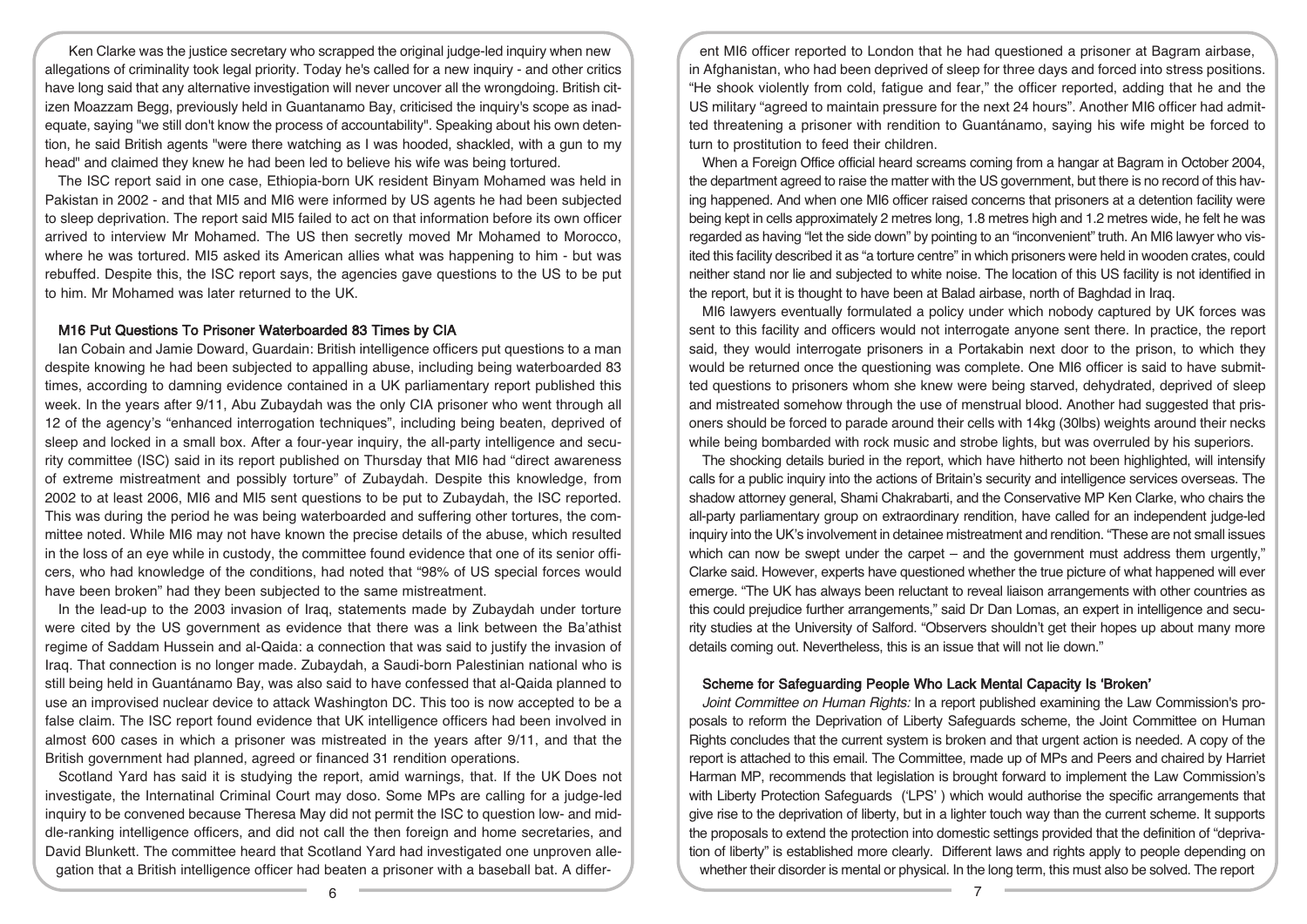Ken Clarke was the justice secretary who scrapped the original judge-led inquiry when new allegations of criminality took legal priority. Today he's called for a new inquiry - and other critics have long said that any alternative investigation will never uncover all the wrongdoing. British citizen Moazzam Begg, previously held in Guantanamo Bay, criticised the inquiry's scope as inadequate, saying "we still don't know the process of accountability". Speaking about his own detention, he said British agents "were there watching as I was hooded, shackled, with a gun to my head" and claimed they knew he had been led to believe his wife was being tortured.

The ISC report said in one case, Ethiopia-born UK resident Binyam Mohamed was held in Pakistan in 2002 - and that MI5 and MI6 were informed by US agents he had been subjected to sleep deprivation. The report said MI5 failed to act on that information before its own officer arrived to interview Mr Mohamed. The US then secretly moved Mr Mohamed to Morocco, where he was tortured. MI5 asked its American allies what was happening to him - but was rebuffed. Despite this, the ISC report says, the agencies gave questions to the US to be put to him. Mr Mohamed was later returned to the UK.

## M16 Put Questions To Prisoner Waterboarded 83 Times by CIA

Ian Cobain and Jamie Doward, Guardian: British intelligence officers put questions to a man despite knowing he had been subjected to appalling abuse, including being waterboarded 83 times, according to damning evidence contained in a UK parliamentary report published this week. In the years after 9/11, Abu Zubaydah was the only CIA prisoner who went through all 12 of the agency's "enhanced interrogation techniques", including being beaten, deprived of sleep and locked in a small box. After a four-year inquiry, the all-party intelligence and security committee (ISC) said in its report published on Thursday that MI6 had "direct awareness of extreme mistreatment and possibly torture" of Zubaydah. Despite this knowledge, from 2002 to at least 2006, MI6 and MI5 sent questions to be put to Zubaydah, the ISC reported. This was during the period he was being waterboarded and suffering other tortures, the committee noted. While MI6 may not have known the precise details of the abuse, which resulted in the loss of an eye while in custody, the committee found evidence that one of its senior officers, who had knowledge of the conditions, had noted that "98% of US special forces would have been broken" had they been subjected to the same mistreatment.

In the lead-up to the 2003 invasion of Iraq, statements made by Zubaydah under torture were cited by the US government as evidence that there was a link between the Ba'athist regime of Saddam Hussein and al-Qaida: a connection that was said to justify the invasion of Iraq. That connection is no longer made. Zubaydah, a Saudi-born Palestinian national who is still being held in Guantánamo Bay, was also said to have confessed that al-Qaida planned to use an improvised nuclear device to attack Washington DC. This too is now accepted to be a false claim. The ISC report found evidence that UK intelligence officers had been involved in almost 600 cases in which a prisoner was mistreated in the years after 9/11, and that the British government had planned, agreed or financed 31 rendition operations.

Scotland Yard has said it is studying the report, amid warnings, that. If the UK Does not investigate, the Internatinal Criminal Court may doso. Some MPs are calling for a judge-led inquiry to be convened because Theresa May did not permit the ISC to question low- and middle-ranking intelligence officers, and did not call the then foreign and home secretaries, and David Blunkett. The committee heard that Scotland Yard had investigated one unproven allegation that a British intelligence officer had beaten a prisoner with a baseball bat. A different MI6 officer reported to London that he had questioned a prisoner at Bagram airbase, in Afghanistan, who had been deprived of sleep for three days and forced into stress positions. "He shook violently from cold, fatigue and fear," the officer reported, adding that he and the US military "agreed to maintain pressure for the next 24 hours". Another MI6 officer had admitted threatening a prisoner with rendition to Guantánamo, saying his wife might be forced to turn to prostitution to feed their children.

When a Foreign Office official heard screams coming from a hangar at Bagram in October 2004, the department agreed to raise the matter with the US government, but there is no record of this having happened. And when one MI6 officer raised concerns that prisoners at a detention facility were being kept in cells approximately 2 metres long, 1.8 metres high and 1.2 metres wide, he felt he was regarded as having "let the side down" by pointing to an "inconvenient" truth. An MI6 lawyer who visited this facility described it as "a torture centre" in which prisoners were held in wooden crates, could neither stand nor lie and subjected to white noise. The location of this US facility is not identified in the report, but it is thought to have been at Balad airbase, north of Baghdad in Iraq.

MI6 lawyers eventually formulated a policy under which nobody captured by UK forces was sent to this facility and officers would not interrogate anyone sent there. In practice, the report said, they would interrogate prisoners in a Portakabin next door to the prison, to which they would be returned once the questioning was complete. One MI6 officer is said to have submitted questions to prisoners whom she knew were being starved, dehydrated, deprived of sleep and mistreated somehow through the use of menstrual blood. Another had suggested that prisoners should be forced to parade around their cells with 14kg (30lbs) weights around their necks while being bombarded with rock music and strobe lights, but was overruled by his superiors.

The shocking details buried in the report, which have hitherto not been highlighted, will intensify calls for a public inquiry into the actions of Britain's security and intelligence services overseas. The shadow attorney general, Shami Chakrabarti, and the Conservative MP Ken Clarke, who chairs the all-party parliamentary group on extraordinary rendition, have called for an independent judge-led inquiry into the UK's involvement in detainee mistreatment and rendition. "These are not small issues which can now be swept under the carpet – and the government must address them urgently," Clarke said. However, experts have questioned whether the true picture of what happened will ever emerge. "The UK has always been reluctant to reveal liaison arrangements with other countries as this could prejudice further arrangements," said Dr Dan Lomas, an expert in intelligence and security studies at the University of Salford. "Observers shouldn't get their hopes up about many more details coming out. Nevertheless, this is an issue that will not lie down."

## Scheme for Safeguarding People Who Lack Mental Capacity Is 'Broken'

*Joint Committee on Human Rights:* In a report published examining the Law Commission's proposals to reform the Deprivation of Liberty Safeguards scheme, the Joint Committee on Human Rights concludes that the current system is broken and that urgent action is needed. A copy of the report is attached to this email. The Committee, made up of MPs and Peers and chaired by Harriet Harman MP, recommends that legislation is brought forward to implement the Law Commission's with Liberty Protection Safeguards ('LPS' ) which would authorise the specific arrangements that give rise to the deprivation of liberty, but in a lighter touch way than the current scheme. It supports the proposals to extend the protection into domestic settings provided that the definition of "deprivation of liberty" is established more clearly. Different laws and rights apply to people depending on whether their disorder is mental or physical. In the long term, this must also be solved. The report